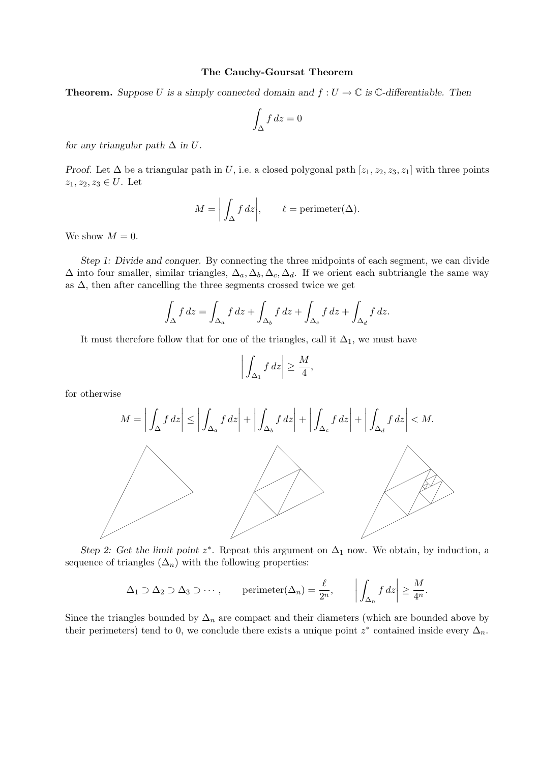**The Cauchy-Goursat Theorem**

**Theorem.** *Suppose $U$ is a simply connected domain and $f : U \to \mathbb{C}$ is $\mathbb{C}$-differentiable. Then*

$$\int_{\Delta} f\, dz = 0$$

*for any triangular path $\Delta$ in $U$.*

*Proof.* Let $\Delta$ be a triangular path in $U$, i.e. a closed polygonal path $[z_1, z_2, z_3, z_1]$ with three points $z_1, z_2, z_3 \in U$. Let

$$M = \left| \int_{\Delta} f\, dz \right|, \qquad \ell = \text{perimeter}(\Delta).$$

We show $M = 0$.

*Step 1: Divide and conquer.* By connecting the three midpoints of each segment, we can divide $\Delta$ into four smaller, similar triangles, $\Delta_a, \Delta_b, \Delta_c, \Delta_d$. If we orient each subtriangle the same way as $\Delta$, then after cancelling the three segments crossed twice we get

$$\int_{\Delta} f\, dz = \int_{\Delta_a} f\, dz + \int_{\Delta_b} f\, dz + \int_{\Delta_c} f\, dz + \int_{\Delta_d} f\, dz.$$

It must therefore follow that for one of the triangles, call it $\Delta_1$, we must have

$$\left| \int_{\Delta_1} f\, dz \right| \geq \frac{M}{4},$$

for otherwise

$$M = \left| \int_{\Delta} f\, dz \right| \leq \left| \int_{\Delta_a} f\, dz \right| + \left| \int_{\Delta_b} f\, dz \right| + \left| \int_{\Delta_c} f\, dz \right| + \left| \int_{\Delta_d} f\, dz \right| < M.$$

*Step 2: Get the limit point $z^*$.* Repeat this argument on $\Delta_1$ now. We obtain, by induction, a sequence of triangles $(\Delta_n)$ with the following properties:

$$\Delta_1 \supset \Delta_2 \supset \Delta_3 \supset \cdots, \qquad \text{perimeter}(\Delta_n) = \frac{\ell}{2^n}, \qquad \left| \int_{\Delta_n} f\, dz \right| \geq \frac{M}{4^n}.$$

Since the triangles bounded by $\Delta_n$ are compact and their diameters (which are bounded above by their perimeters) tend to 0, we conclude there exists a unique point $z^*$ contained inside every $\Delta_n$.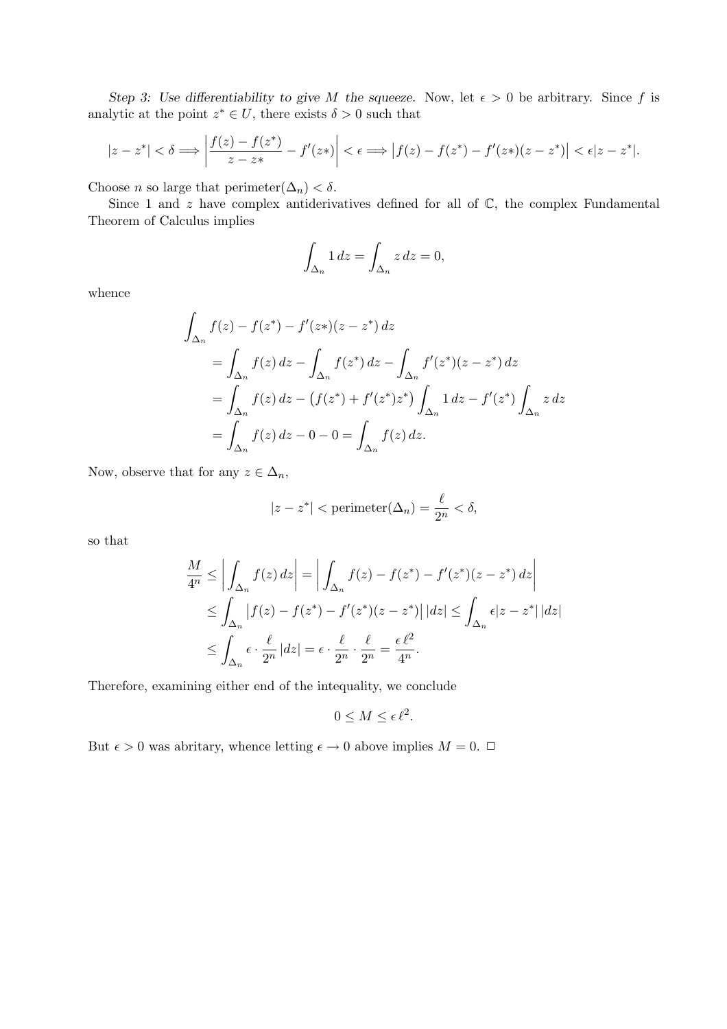*Step 3: Use differentiability to give $M$ the squeeze.* Now, let $\epsilon > 0$ be arbitrary. Since $f$ is analytic at the point $z^* \in U$, there exists $\delta > 0$ such that

$$|z - z^*| < \delta \Longrightarrow \left| \frac{f(z) - f(z^*)}{z - z*} - f'(z*) \right| < \epsilon \Longrightarrow \big| f(z) - f(z^*) - f'(z*)(z - z^*) \big| < \epsilon |z - z^*|.$$

Choose $n$ so large that perimeter$(\Delta_n) < \delta$.

Since 1 and $z$ have complex antiderivatives defined for all of $\mathbb{C}$, the complex Fundamental Theorem of Calculus implies

$$\int_{\Delta_n} 1\, dz = \int_{\Delta_n} z\, dz = 0,$$

whence

$$\begin{aligned}
&\int_{\Delta_n} f(z) - f(z^*) - f'(z*)(z - z^*)\, dz \\
&\quad = \int_{\Delta_n} f(z)\, dz - \int_{\Delta_n} f(z^*)\, dz - \int_{\Delta_n} f'(z^*)(z - z^*)\, dz \\
&\quad = \int_{\Delta_n} f(z)\, dz - \big(f(z^*) + f'(z^*) z^*\big) \int_{\Delta_n} 1\, dz - f'(z^*) \int_{\Delta_n} z\, dz \\
&\quad = \int_{\Delta_n} f(z)\, dz - 0 - 0 = \int_{\Delta_n} f(z)\, dz.
\end{aligned}$$

Now, observe that for any $z \in \Delta_n$,

$$|z - z^*| < \text{perimeter}(\Delta_n) = \frac{\ell}{2^n} < \delta,$$

so that

$$\begin{aligned}
\frac{M}{4^n} &\leq \left| \int_{\Delta_n} f(z)\, dz \right| = \left| \int_{\Delta_n} f(z) - f(z^*) - f'(z^*)(z - z^*)\, dz \right| \\
&\leq \int_{\Delta_n} \big| f(z) - f(z^*) - f'(z^*)(z - z^*) \big|\, |dz| \leq \int_{\Delta_n} \epsilon |z - z^*|\, |dz| \\
&\leq \int_{\Delta_n} \epsilon \cdot \frac{\ell}{2^n}\, |dz| = \epsilon \cdot \frac{\ell}{2^n} \cdot \frac{\ell}{2^n} = \frac{\epsilon\, \ell^2}{4^n}.
\end{aligned}$$

Therefore, examining either end of the intequality, we conclude

$$0 \leq M \leq \epsilon\, \ell^2.$$

But $\epsilon > 0$ was abritary, whence letting $\epsilon \to 0$ above implies $M = 0$. $\square$